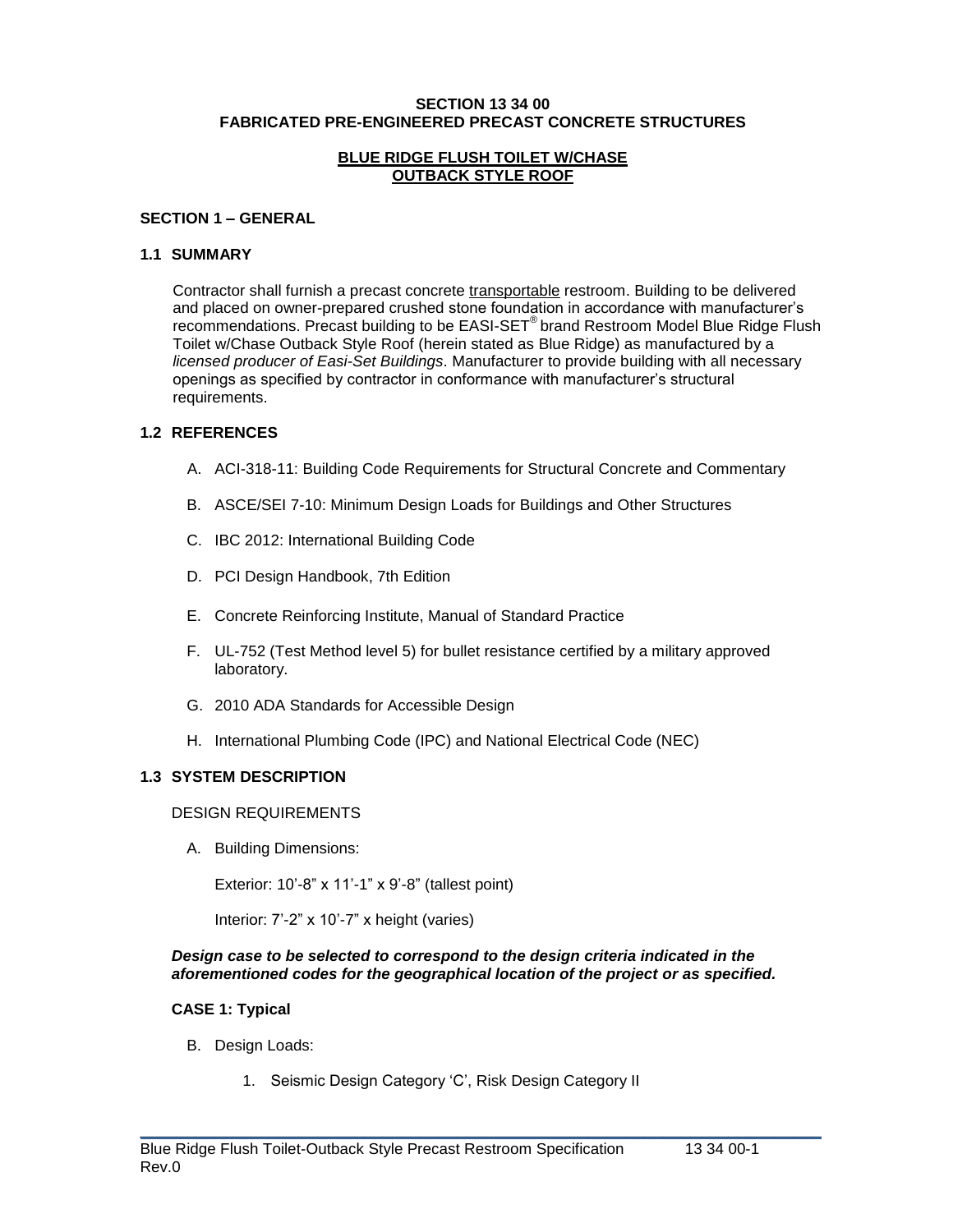# SECTION 13 34 00
# FABRICATED PRE-ENGINEERED PRECAST CONCRETE STRUCTURES

## BLUE RIDGE FLUSH TOILET W/CHASE OUTBACK STYLE ROOF

## SECTION 1 – GENERAL

### 1.1 SUMMARY

Contractor shall furnish a precast concrete transportable restroom. Building to be delivered and placed on owner-prepared crushed stone foundation in accordance with manufacturer's recommendations. Precast building to be EASI-SET® brand Restroom Model Blue Ridge Flush Toilet w/Chase Outback Style Roof (herein stated as Blue Ridge) as manufactured by a *licensed producer of Easi-Set Buildings*. Manufacturer to provide building with all necessary openings as specified by contractor in conformance with manufacturer's structural requirements.

### 1.2 REFERENCES

A. ACI-318-11: Building Code Requirements for Structural Concrete and Commentary

B. ASCE/SEI 7-10: Minimum Design Loads for Buildings and Other Structures

C. IBC 2012: International Building Code

D. PCI Design Handbook, 7th Edition

E. Concrete Reinforcing Institute, Manual of Standard Practice

F. UL-752 (Test Method level 5) for bullet resistance certified by a military approved laboratory.

G. 2010 ADA Standards for Accessible Design

H. International Plumbing Code (IPC) and National Electrical Code (NEC)

### 1.3 SYSTEM DESCRIPTION

DESIGN REQUIREMENTS

A. Building Dimensions:

Exterior: 10'-8" x 11'-1" x 9'-8" (tallest point)

Interior: 7'-2" x 10'-7" x height (varies)

***Design case to be selected to correspond to the design criteria indicated in the aforementioned codes for the geographical location of the project or as specified.***

**CASE 1: Typical**

B. Design Loads:

1. Seismic Design Category 'C', Risk Design Category II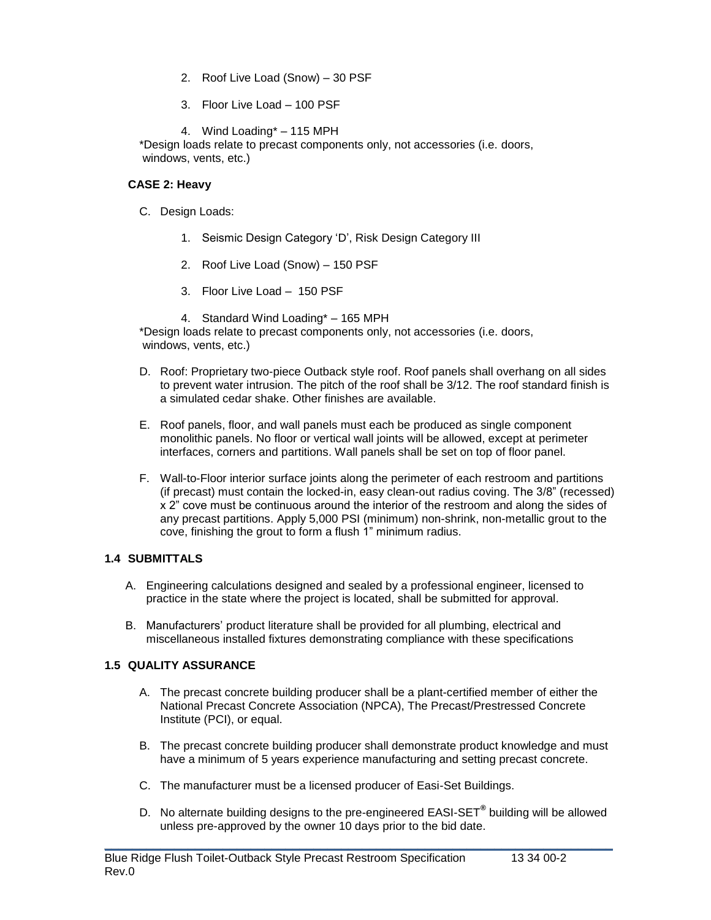2. Roof Live Load (Snow) – 30 PSF

3. Floor Live Load – 100 PSF

4. Wind Loading* – 115 MPH

*Design loads relate to precast components only, not accessories (i.e. doors, windows, vents, etc.)

**CASE 2: Heavy**

C. Design Loads:

1. Seismic Design Category 'D', Risk Design Category III

2. Roof Live Load (Snow) – 150 PSF

3. Floor Live Load – 150 PSF

4. Standard Wind Loading* – 165 MPH

*Design loads relate to precast components only, not accessories (i.e. doors, windows, vents, etc.)

D. Roof: Proprietary two-piece Outback style roof. Roof panels shall overhang on all sides to prevent water intrusion. The pitch of the roof shall be 3/12. The roof standard finish is a simulated cedar shake. Other finishes are available.

E. Roof panels, floor, and wall panels must each be produced as single component monolithic panels. No floor or vertical wall joints will be allowed, except at perimeter interfaces, corners and partitions. Wall panels shall be set on top of floor panel.

F. Wall-to-Floor interior surface joints along the perimeter of each restroom and partitions (if precast) must contain the locked-in, easy clean-out radius coving. The 3/8" (recessed) x 2" cove must be continuous around the interior of the restroom and along the sides of any precast partitions. Apply 5,000 PSI (minimum) non-shrink, non-metallic grout to the cove, finishing the grout to form a flush 1" minimum radius.

### 1.4 SUBMITTALS

A. Engineering calculations designed and sealed by a professional engineer, licensed to practice in the state where the project is located, shall be submitted for approval.

B. Manufacturers' product literature shall be provided for all plumbing, electrical and miscellaneous installed fixtures demonstrating compliance with these specifications

### 1.5 QUALITY ASSURANCE

A. The precast concrete building producer shall be a plant-certified member of either the National Precast Concrete Association (NPCA), The Precast/Prestressed Concrete Institute (PCI), or equal.

B. The precast concrete building producer shall demonstrate product knowledge and must have a minimum of 5 years experience manufacturing and setting precast concrete.

C. The manufacturer must be a licensed producer of Easi-Set Buildings.

D. No alternate building designs to the pre-engineered EASI-SET® building will be allowed unless pre-approved by the owner 10 days prior to the bid date.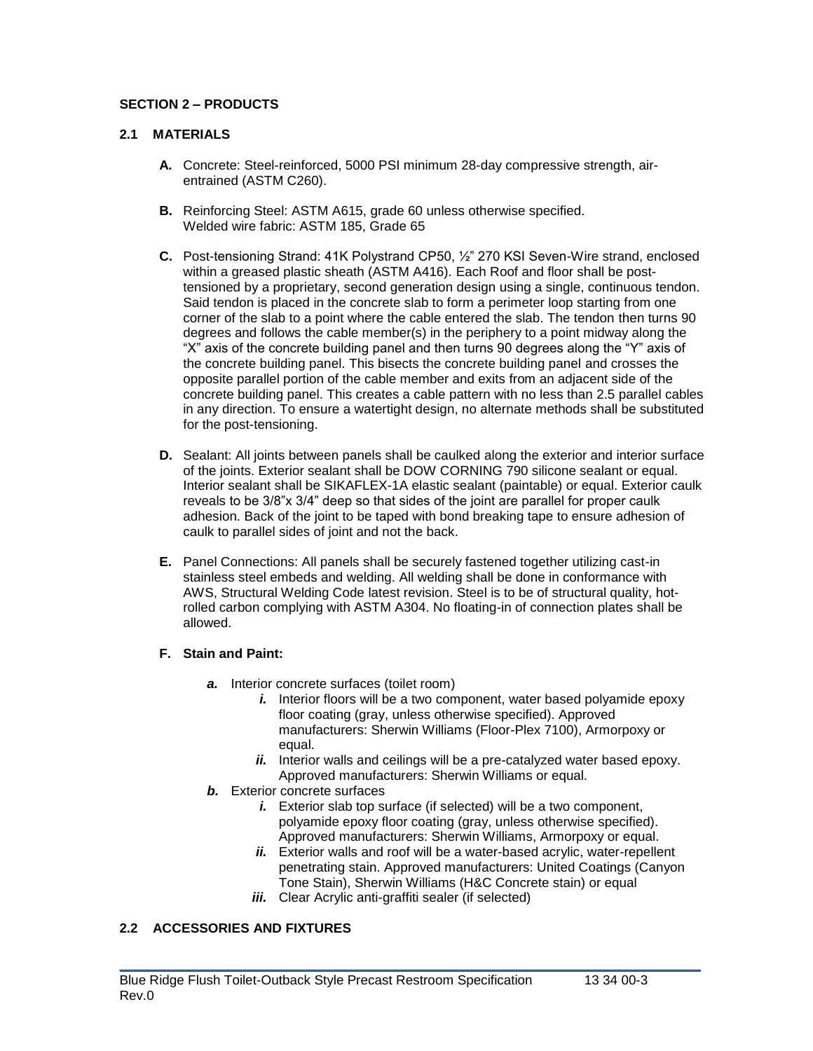## SECTION 2 – PRODUCTS

### 2.1 MATERIALS

**A.** Concrete: Steel-reinforced, 5000 PSI minimum 28-day compressive strength, air-entrained (ASTM C260).

**B.** Reinforcing Steel: ASTM A615, grade 60 unless otherwise specified.
Welded wire fabric: ASTM 185, Grade 65

**C.** Post-tensioning Strand: 41K Polystrand CP50, ½" 270 KSI Seven-Wire strand, enclosed within a greased plastic sheath (ASTM A416). Each Roof and floor shall be post-tensioned by a proprietary, second generation design using a single, continuous tendon. Said tendon is placed in the concrete slab to form a perimeter loop starting from one corner of the slab to a point where the cable entered the slab. The tendon then turns 90 degrees and follows the cable member(s) in the periphery to a point midway along the "X" axis of the concrete building panel and then turns 90 degrees along the "Y" axis of the concrete building panel. This bisects the concrete building panel and crosses the opposite parallel portion of the cable member and exits from an adjacent side of the concrete building panel. This creates a cable pattern with no less than 2.5 parallel cables in any direction. To ensure a watertight design, no alternate methods shall be substituted for the post-tensioning.

**D.** Sealant: All joints between panels shall be caulked along the exterior and interior surface of the joints. Exterior sealant shall be DOW CORNING 790 silicone sealant or equal. Interior sealant shall be SIKAFLEX-1A elastic sealant (paintable) or equal. Exterior caulk reveals to be 3/8"x 3/4" deep so that sides of the joint are parallel for proper caulk adhesion. Back of the joint to be taped with bond breaking tape to ensure adhesion of caulk to parallel sides of joint and not the back.

**E.** Panel Connections: All panels shall be securely fastened together utilizing cast-in stainless steel embeds and welding. All welding shall be done in conformance with AWS, Structural Welding Code latest revision. Steel is to be of structural quality, hot-rolled carbon complying with ASTM A304. No floating-in of connection plates shall be allowed.

**F. Stain and Paint:**

- ***a.*** Interior concrete surfaces (toilet room)
  - ***i.*** Interior floors will be a two component, water based polyamide epoxy floor coating (gray, unless otherwise specified). Approved manufacturers: Sherwin Williams (Floor-Plex 7100), Armorpoxy or equal.
  - ***ii.*** Interior walls and ceilings will be a pre-catalyzed water based epoxy. Approved manufacturers: Sherwin Williams or equal.
- ***b.*** Exterior concrete surfaces
  - ***i.*** Exterior slab top surface (if selected) will be a two component, polyamide epoxy floor coating (gray, unless otherwise specified). Approved manufacturers: Sherwin Williams, Armorpoxy or equal.
  - ***ii.*** Exterior walls and roof will be a water-based acrylic, water-repellent penetrating stain. Approved manufacturers: United Coatings (Canyon Tone Stain), Sherwin Williams (H&C Concrete stain) or equal
  - ***iii.*** Clear Acrylic anti-graffiti sealer (if selected)

### 2.2 ACCESSORIES AND FIXTURES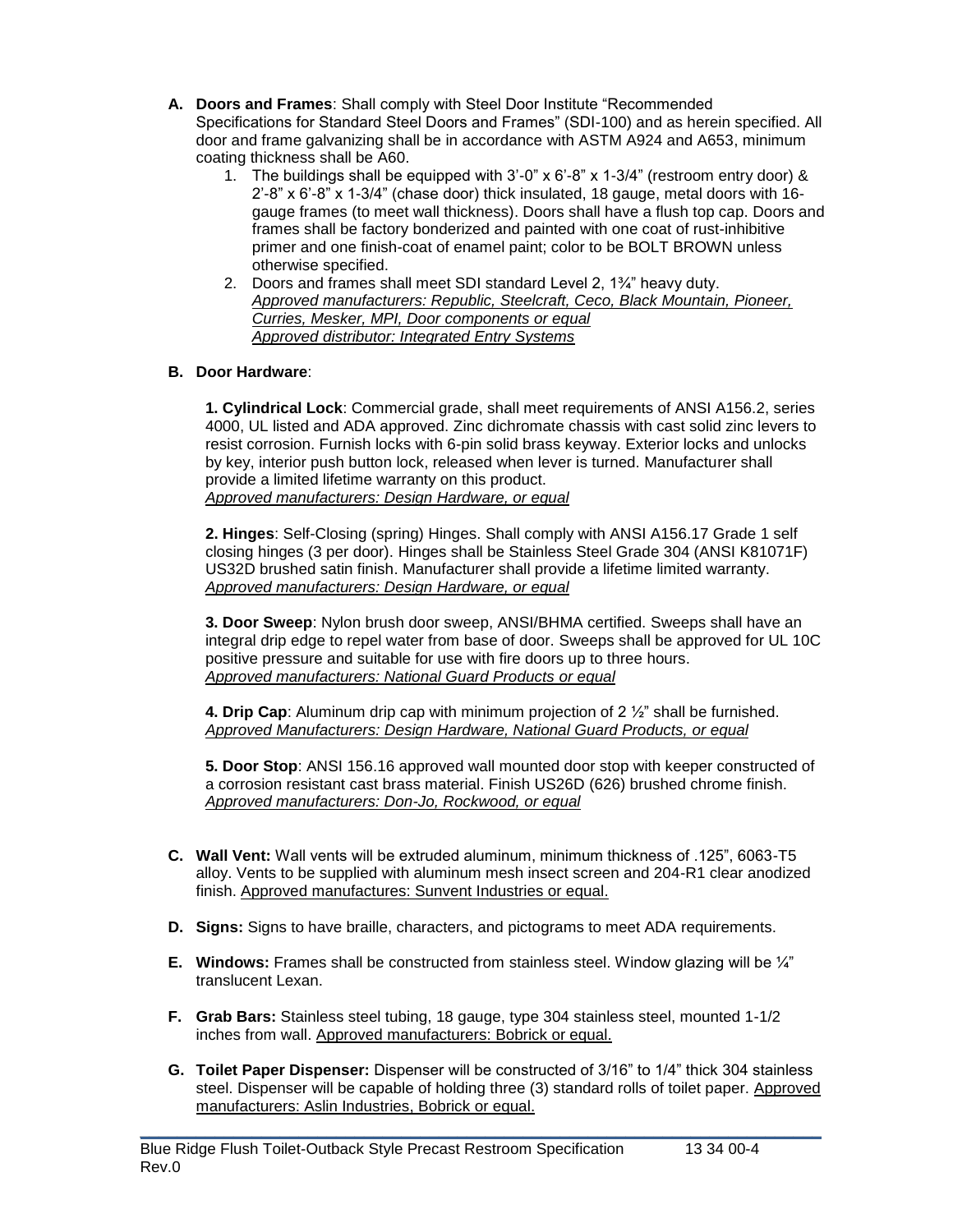**A. Doors and Frames**: Shall comply with Steel Door Institute "Recommended Specifications for Standard Steel Doors and Frames" (SDI-100) and as herein specified. All door and frame galvanizing shall be in accordance with ASTM A924 and A653, minimum coating thickness shall be A60.

1. The buildings shall be equipped with 3'-0" x 6'-8" x 1-3/4" (restroom entry door) & 2'-8" x 6'-8" x 1-3/4" (chase door) thick insulated, 18 gauge, metal doors with 16-gauge frames (to meet wall thickness). Doors shall have a flush top cap. Doors and frames shall be factory bonderized and painted with one coat of rust-inhibitive primer and one finish-coat of enamel paint; color to be BOLT BROWN unless otherwise specified.
2. Doors and frames shall meet SDI standard Level 2, 1¾" heavy duty.
   *Approved manufacturers: Republic, Steelcraft, Ceco, Black Mountain, Pioneer, Curries, Mesker, MPI, Door components or equal*
   *Approved distributor: Integrated Entry Systems*

**B. Door Hardware**:

**1. Cylindrical Lock**: Commercial grade, shall meet requirements of ANSI A156.2, series 4000, UL listed and ADA approved. Zinc dichromate chassis with cast solid zinc levers to resist corrosion. Furnish locks with 6-pin solid brass keyway. Exterior locks and unlocks by key, interior push button lock, released when lever is turned. Manufacturer shall provide a limited lifetime warranty on this product.
*Approved manufacturers: Design Hardware, or equal*

**2. Hinges**: Self-Closing (spring) Hinges. Shall comply with ANSI A156.17 Grade 1 self closing hinges (3 per door). Hinges shall be Stainless Steel Grade 304 (ANSI K81071F) US32D brushed satin finish. Manufacturer shall provide a lifetime limited warranty.
*Approved manufacturers: Design Hardware, or equal*

**3. Door Sweep**: Nylon brush door sweep, ANSI/BHMA certified. Sweeps shall have an integral drip edge to repel water from base of door. Sweeps shall be approved for UL 10C positive pressure and suitable for use with fire doors up to three hours.
*Approved manufacturers: National Guard Products or equal*

**4. Drip Cap**: Aluminum drip cap with minimum projection of 2 ½" shall be furnished.
*Approved Manufacturers: Design Hardware, National Guard Products, or equal*

**5. Door Stop**: ANSI 156.16 approved wall mounted door stop with keeper constructed of a corrosion resistant cast brass material. Finish US26D (626) brushed chrome finish.
*Approved manufacturers: Don-Jo, Rockwood, or equal*

**C. Wall Vent:** Wall vents will be extruded aluminum, minimum thickness of .125", 6063-T5 alloy. Vents to be supplied with aluminum mesh insect screen and 204-R1 clear anodized finish. Approved manufactures: Sunvent Industries or equal.

**D. Signs:** Signs to have braille, characters, and pictograms to meet ADA requirements.

**E. Windows:** Frames shall be constructed from stainless steel. Window glazing will be ¼" translucent Lexan.

**F. Grab Bars:** Stainless steel tubing, 18 gauge, type 304 stainless steel, mounted 1-1/2 inches from wall. Approved manufacturers: Bobrick or equal.

**G. Toilet Paper Dispenser:** Dispenser will be constructed of 3/16" to 1/4" thick 304 stainless steel. Dispenser will be capable of holding three (3) standard rolls of toilet paper. Approved manufacturers: Aslin Industries, Bobrick or equal.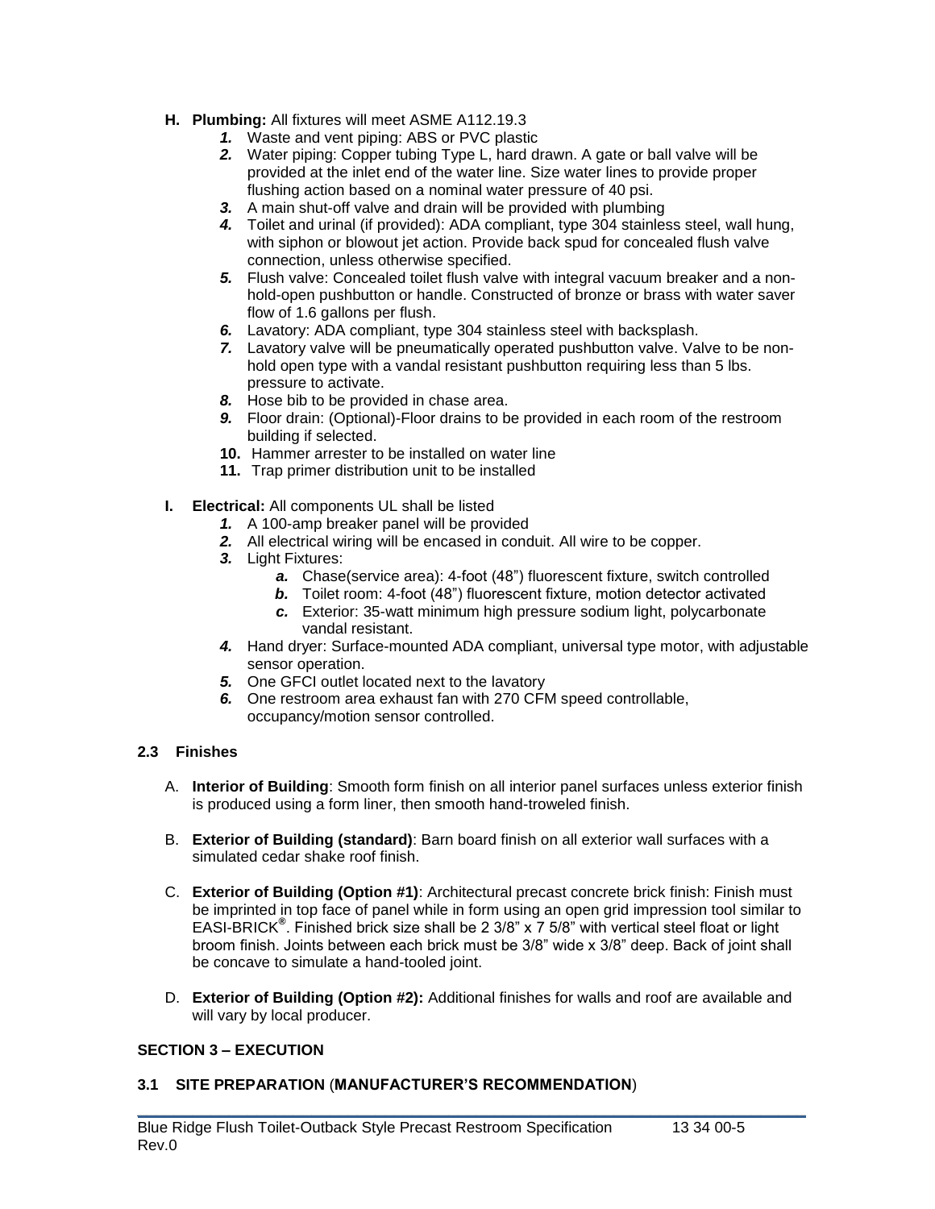**H. Plumbing:** All fixtures will meet ASME A112.19.3

1. Waste and vent piping: ABS or PVC plastic
2. Water piping: Copper tubing Type L, hard drawn. A gate or ball valve will be provided at the inlet end of the water line. Size water lines to provide proper flushing action based on a nominal water pressure of 40 psi.
3. A main shut-off valve and drain will be provided with plumbing
4. Toilet and urinal (if provided): ADA compliant, type 304 stainless steel, wall hung, with siphon or blowout jet action. Provide back spud for concealed flush valve connection, unless otherwise specified.
5. Flush valve: Concealed toilet flush valve with integral vacuum breaker and a non-hold-open pushbutton or handle. Constructed of bronze or brass with water saver flow of 1.6 gallons per flush.
6. Lavatory: ADA compliant, type 304 stainless steel with backsplash.
7. Lavatory valve will be pneumatically operated pushbutton valve. Valve to be non-hold open type with a vandal resistant pushbutton requiring less than 5 lbs. pressure to activate.
8. Hose bib to be provided in chase area.
9. Floor drain: (Optional)-Floor drains to be provided in each room of the restroom building if selected.
10. Hammer arrester to be installed on water line
11. Trap primer distribution unit to be installed

**I. Electrical:** All components UL shall be listed

1. A 100-amp breaker panel will be provided
2. All electrical wiring will be encased in conduit. All wire to be copper.
3. Light Fixtures:
   a. Chase(service area): 4-foot (48") fluorescent fixture, switch controlled
   b. Toilet room: 4-foot (48") fluorescent fixture, motion detector activated
   c. Exterior: 35-watt minimum high pressure sodium light, polycarbonate vandal resistant.
4. Hand dryer: Surface-mounted ADA compliant, universal type motor, with adjustable sensor operation.
5. One GFCI outlet located next to the lavatory
6. One restroom area exhaust fan with 270 CFM speed controllable, occupancy/motion sensor controlled.

### 2.3 Finishes

A. **Interior of Building**: Smooth form finish on all interior panel surfaces unless exterior finish is produced using a form liner, then smooth hand-troweled finish.

B. **Exterior of Building (standard)**: Barn board finish on all exterior wall surfaces with a simulated cedar shake roof finish.

C. **Exterior of Building (Option #1)**: Architectural precast concrete brick finish: Finish must be imprinted in top face of panel while in form using an open grid impression tool similar to EASI-BRICK®. Finished brick size shall be 2 3/8" x 7 5/8" with vertical steel float or light broom finish. Joints between each brick must be 3/8" wide x 3/8" deep. Back of joint shall be concave to simulate a hand-tooled joint.

D. **Exterior of Building (Option #2):** Additional finishes for walls and roof are available and will vary by local producer.

## SECTION 3 – EXECUTION

### 3.1 SITE PREPARATION (MANUFACTURER'S RECOMMENDATION)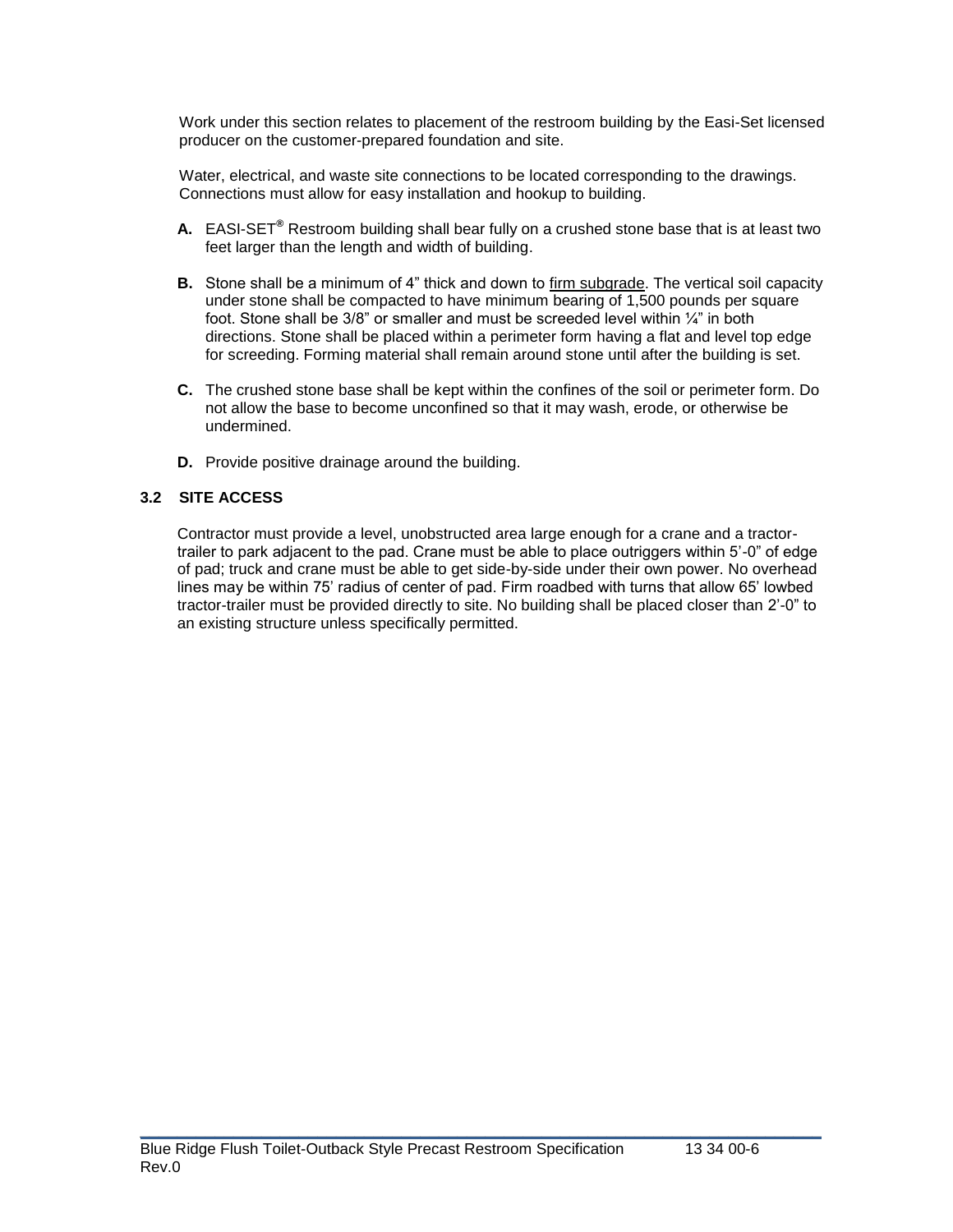Work under this section relates to placement of the restroom building by the Easi-Set licensed producer on the customer-prepared foundation and site.

Water, electrical, and waste site connections to be located corresponding to the drawings. Connections must allow for easy installation and hookup to building.

**A.** EASI-SET® Restroom building shall bear fully on a crushed stone base that is at least two feet larger than the length and width of building.

**B.** Stone shall be a minimum of 4" thick and down to <u>firm subgrade</u>. The vertical soil capacity under stone shall be compacted to have minimum bearing of 1,500 pounds per square foot. Stone shall be 3/8" or smaller and must be screeded level within ¼" in both directions. Stone shall be placed within a perimeter form having a flat and level top edge for screeding. Forming material shall remain around stone until after the building is set.

**C.** The crushed stone base shall be kept within the confines of the soil or perimeter form. Do not allow the base to become unconfined so that it may wash, erode, or otherwise be undermined.

**D.** Provide positive drainage around the building.

### 3.2 SITE ACCESS

Contractor must provide a level, unobstructed area large enough for a crane and a tractor-trailer to park adjacent to the pad. Crane must be able to place outriggers within 5'-0" of edge of pad; truck and crane must be able to get side-by-side under their own power. No overhead lines may be within 75' radius of center of pad. Firm roadbed with turns that allow 65' lowbed tractor-trailer must be provided directly to site. No building shall be placed closer than 2'-0" to an existing structure unless specifically permitted.